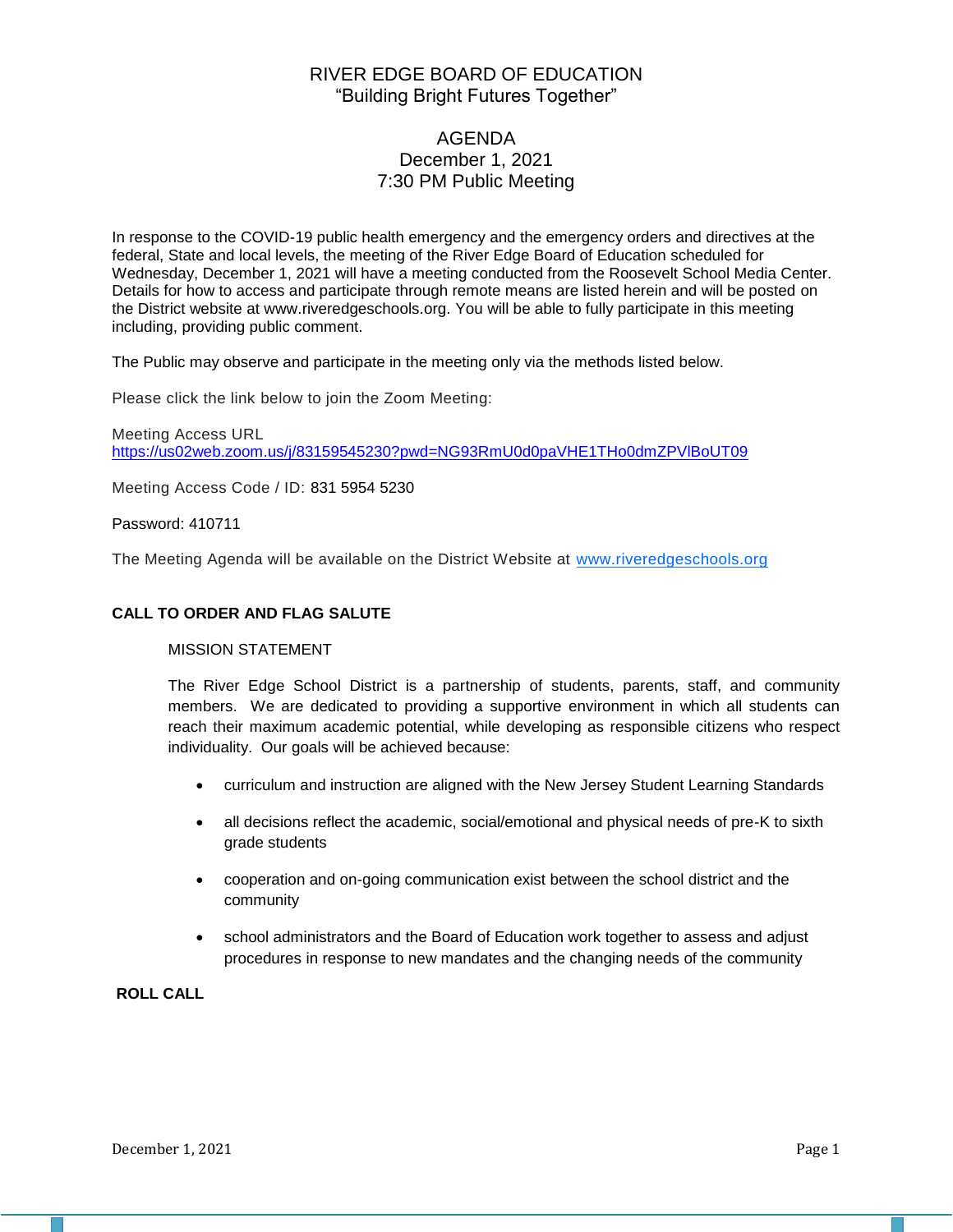# RIVER EDGE BOARD OF EDUCATION
"Building Bright Futures Together"

## AGENDA
December 1, 2021
7:30 PM Public Meeting

In response to the COVID-19 public health emergency and the emergency orders and directives at the federal, State and local levels, the meeting of the River Edge Board of Education scheduled for Wednesday, December 1, 2021 will have a meeting conducted from the Roosevelt School Media Center. Details for how to access and participate through remote means are listed herein and will be posted on the District website at www.riveredgeschools.org. You will be able to fully participate in this meeting including, providing public comment.

The Public may observe and participate in the meeting only via the methods listed below.

Please click the link below to join the Zoom Meeting:

Meeting Access URL
https://us02web.zoom.us/j/83159545230?pwd=NG93RmU0d0paVHE1THo0dmZPVlBoUT09

Meeting Access Code / ID: 831 5954 5230

Password: 410711

The Meeting Agenda will be available on the District Website at www.riveredgeschools.org

**CALL TO ORDER AND FLAG SALUTE**

MISSION STATEMENT

The River Edge School District is a partnership of students, parents, staff, and community members. We are dedicated to providing a supportive environment in which all students can reach their maximum academic potential, while developing as responsible citizens who respect individuality. Our goals will be achieved because:

- curriculum and instruction are aligned with the New Jersey Student Learning Standards
- all decisions reflect the academic, social/emotional and physical needs of pre-K to sixth grade students
- cooperation and on-going communication exist between the school district and the community
- school administrators and the Board of Education work together to assess and adjust procedures in response to new mandates and the changing needs of the community

**ROLL CALL**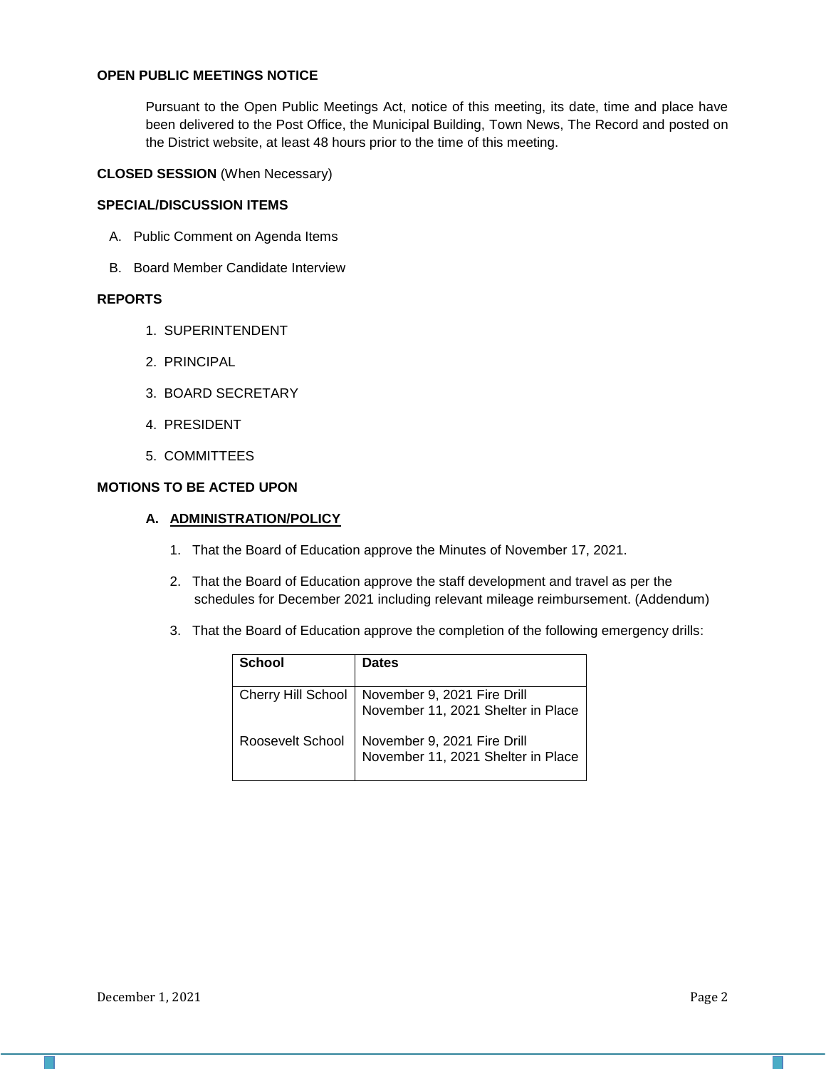**OPEN PUBLIC MEETINGS NOTICE**

Pursuant to the Open Public Meetings Act, notice of this meeting, its date, time and place have been delivered to the Post Office, the Municipal Building, Town News, The Record and posted on the District website, at least 48 hours prior to the time of this meeting.

**CLOSED SESSION** (When Necessary)

**SPECIAL/DISCUSSION ITEMS**

A. Public Comment on Agenda Items

B. Board Member Candidate Interview

**REPORTS**

1. SUPERINTENDENT
2. PRINCIPAL
3. BOARD SECRETARY
4. PRESIDENT
5. COMMITTEES

**MOTIONS TO BE ACTED UPON**

**A. ADMINISTRATION/POLICY**

1. That the Board of Education approve the Minutes of November 17, 2021.
2. That the Board of Education approve the staff development and travel as per the schedules for December 2021 including relevant mileage reimbursement. (Addendum)
3. That the Board of Education approve the completion of the following emergency drills:

| School | Dates |
|---|---|
| Cherry Hill School | November 9, 2021 Fire Drill<br>November 11, 2021 Shelter in Place |
| Roosevelt School | November 9, 2021 Fire Drill<br>November 11, 2021 Shelter in Place |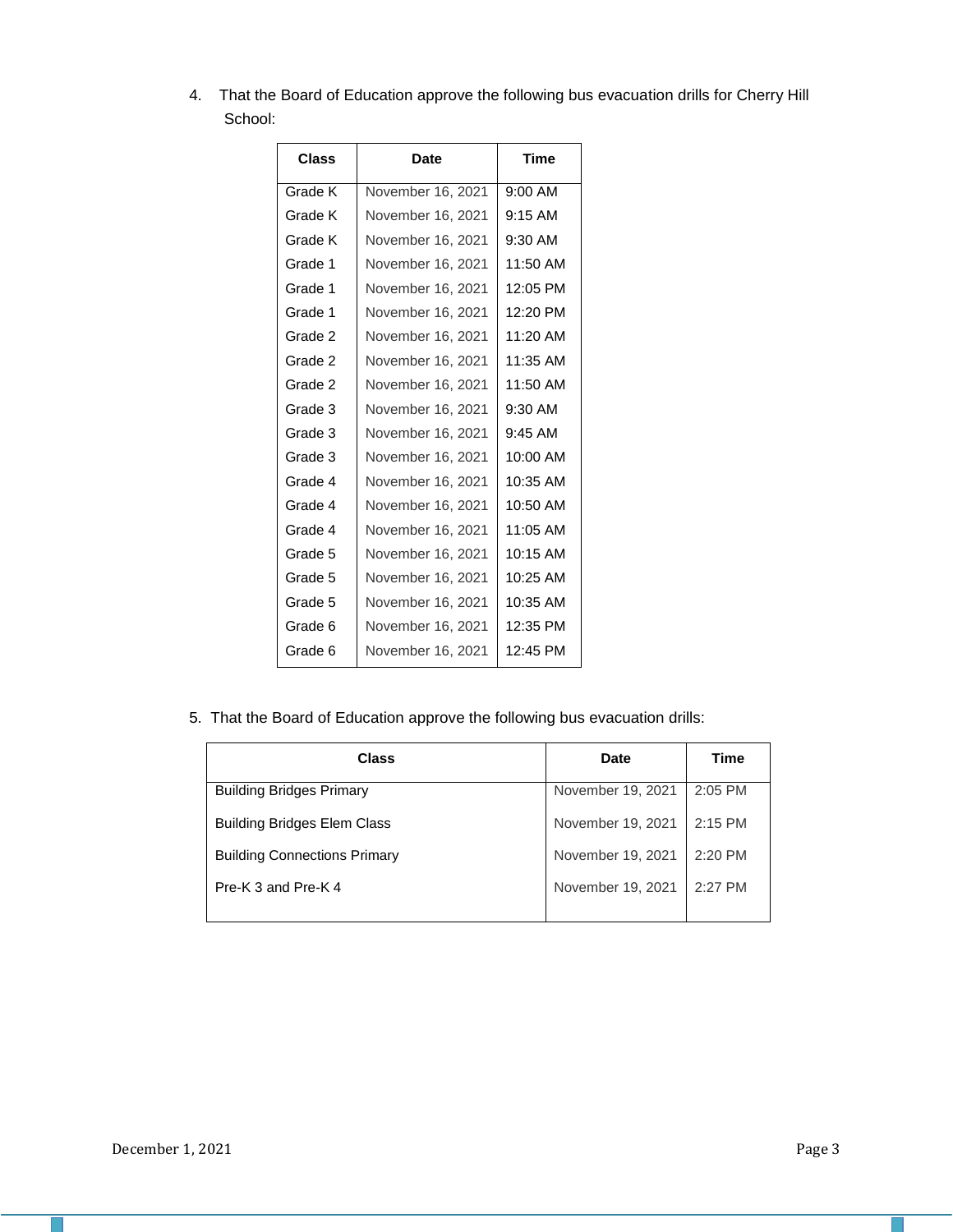4. That the Board of Education approve the following bus evacuation drills for Cherry Hill School:

| Class | Date | Time |
|---|---|---|
| Grade K | November 16, 2021 | 9:00 AM |
| Grade K | November 16, 2021 | 9:15 AM |
| Grade K | November 16, 2021 | 9:30 AM |
| Grade 1 | November 16, 2021 | 11:50 AM |
| Grade 1 | November 16, 2021 | 12:05 PM |
| Grade 1 | November 16, 2021 | 12:20 PM |
| Grade 2 | November 16, 2021 | 11:20 AM |
| Grade 2 | November 16, 2021 | 11:35 AM |
| Grade 2 | November 16, 2021 | 11:50 AM |
| Grade 3 | November 16, 2021 | 9:30 AM |
| Grade 3 | November 16, 2021 | 9:45 AM |
| Grade 3 | November 16, 2021 | 10:00 AM |
| Grade 4 | November 16, 2021 | 10:35 AM |
| Grade 4 | November 16, 2021 | 10:50 AM |
| Grade 4 | November 16, 2021 | 11:05 AM |
| Grade 5 | November 16, 2021 | 10:15 AM |
| Grade 5 | November 16, 2021 | 10:25 AM |
| Grade 5 | November 16, 2021 | 10:35 AM |
| Grade 6 | November 16, 2021 | 12:35 PM |
| Grade 6 | November 16, 2021 | 12:45 PM |

5. That the Board of Education approve the following bus evacuation drills:

| Class | Date | Time |
|---|---|---|
| Building Bridges Primary | November 19, 2021 | 2:05 PM |
| Building Bridges Elem Class | November 19, 2021 | 2:15 PM |
| Building Connections Primary | November 19, 2021 | 2:20 PM |
| Pre-K 3 and Pre-K 4 | November 19, 2021 | 2:27 PM |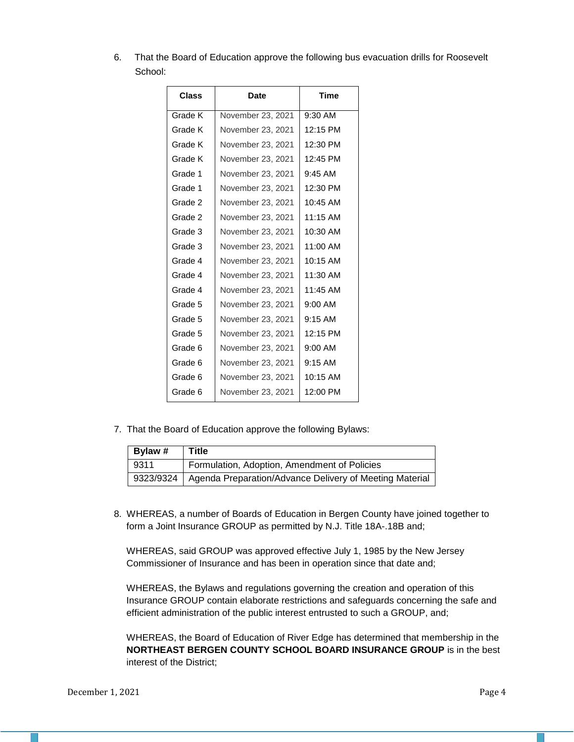6. That the Board of Education approve the following bus evacuation drills for Roosevelt School:

| Class | Date | Time |
|---|---|---|
| Grade K | November 23, 2021 | 9:30 AM |
| Grade K | November 23, 2021 | 12:15 PM |
| Grade K | November 23, 2021 | 12:30 PM |
| Grade K | November 23, 2021 | 12:45 PM |
| Grade 1 | November 23, 2021 | 9:45 AM |
| Grade 1 | November 23, 2021 | 12:30 PM |
| Grade 2 | November 23, 2021 | 10:45 AM |
| Grade 2 | November 23, 2021 | 11:15 AM |
| Grade 3 | November 23, 2021 | 10:30 AM |
| Grade 3 | November 23, 2021 | 11:00 AM |
| Grade 4 | November 23, 2021 | 10:15 AM |
| Grade 4 | November 23, 2021 | 11:30 AM |
| Grade 4 | November 23, 2021 | 11:45 AM |
| Grade 5 | November 23, 2021 | 9:00 AM |
| Grade 5 | November 23, 2021 | 9:15 AM |
| Grade 5 | November 23, 2021 | 12:15 PM |
| Grade 6 | November 23, 2021 | 9:00 AM |
| Grade 6 | November 23, 2021 | 9:15 AM |
| Grade 6 | November 23, 2021 | 10:15 AM |
| Grade 6 | November 23, 2021 | 12:00 PM |

7. That the Board of Education approve the following Bylaws:

| Bylaw # | Title |
|---|---|
| 9311 | Formulation, Adoption, Amendment of Policies |
| 9323/9324 | Agenda Preparation/Advance Delivery of Meeting Material |

8. WHEREAS, a number of Boards of Education in Bergen County have joined together to form a Joint Insurance GROUP as permitted by N.J. Title 18A-.18B and;

   WHEREAS, said GROUP was approved effective July 1, 1985 by the New Jersey Commissioner of Insurance and has been in operation since that date and;

   WHEREAS, the Bylaws and regulations governing the creation and operation of this Insurance GROUP contain elaborate restrictions and safeguards concerning the safe and efficient administration of the public interest entrusted to such a GROUP, and;

   WHEREAS, the Board of Education of River Edge has determined that membership in the **NORTHEAST BERGEN COUNTY SCHOOL BOARD INSURANCE GROUP** is in the best interest of the District;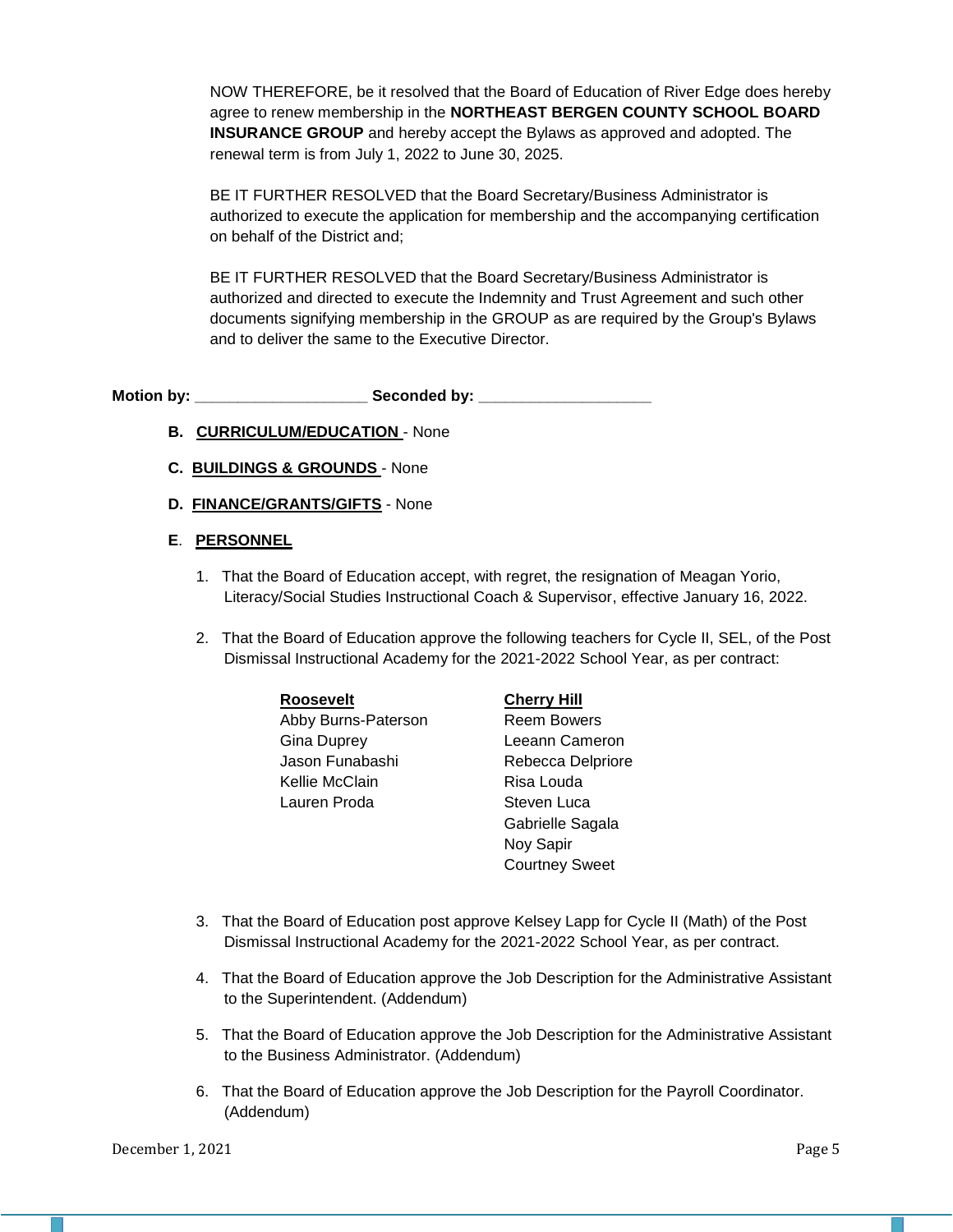NOW THEREFORE, be it resolved that the Board of Education of River Edge does hereby agree to renew membership in the **NORTHEAST BERGEN COUNTY SCHOOL BOARD INSURANCE GROUP** and hereby accept the Bylaws as approved and adopted. The renewal term is from July 1, 2022 to June 30, 2025.

BE IT FURTHER RESOLVED that the Board Secretary/Business Administrator is authorized to execute the application for membership and the accompanying certification on behalf of the District and;

BE IT FURTHER RESOLVED that the Board Secretary/Business Administrator is authorized and directed to execute the Indemnity and Trust Agreement and such other documents signifying membership in the GROUP as are required by the Group's Bylaws and to deliver the same to the Executive Director.

**Motion by: ____________________ Seconded by: ____________________**

**B. CURRICULUM/EDUCATION** - None

**C. BUILDINGS & GROUNDS** - None

**D. FINANCE/GRANTS/GIFTS** - None

**E. PERSONNEL**

1. That the Board of Education accept, with regret, the resignation of Meagan Yorio, Literacy/Social Studies Instructional Coach & Supervisor, effective January 16, 2022.

2. That the Board of Education approve the following teachers for Cycle II, SEL, of the Post Dismissal Instructional Academy for the 2021-2022 School Year, as per contract:

| Roosevelt | Cherry Hill |
|---|---|
| Abby Burns-Paterson | Reem Bowers |
| Gina Duprey | Leeann Cameron |
| Jason Funabashi | Rebecca Delpriore |
| Kellie McClain | Risa Louda |
| Lauren Proda | Steven Luca |
| | Gabrielle Sagala |
| | Noy Sapir |
| | Courtney Sweet |

3. That the Board of Education post approve Kelsey Lapp for Cycle II (Math) of the Post Dismissal Instructional Academy for the 2021-2022 School Year, as per contract.

4. That the Board of Education approve the Job Description for the Administrative Assistant to the Superintendent. (Addendum)

5. That the Board of Education approve the Job Description for the Administrative Assistant to the Business Administrator. (Addendum)

6. That the Board of Education approve the Job Description for the Payroll Coordinator. (Addendum)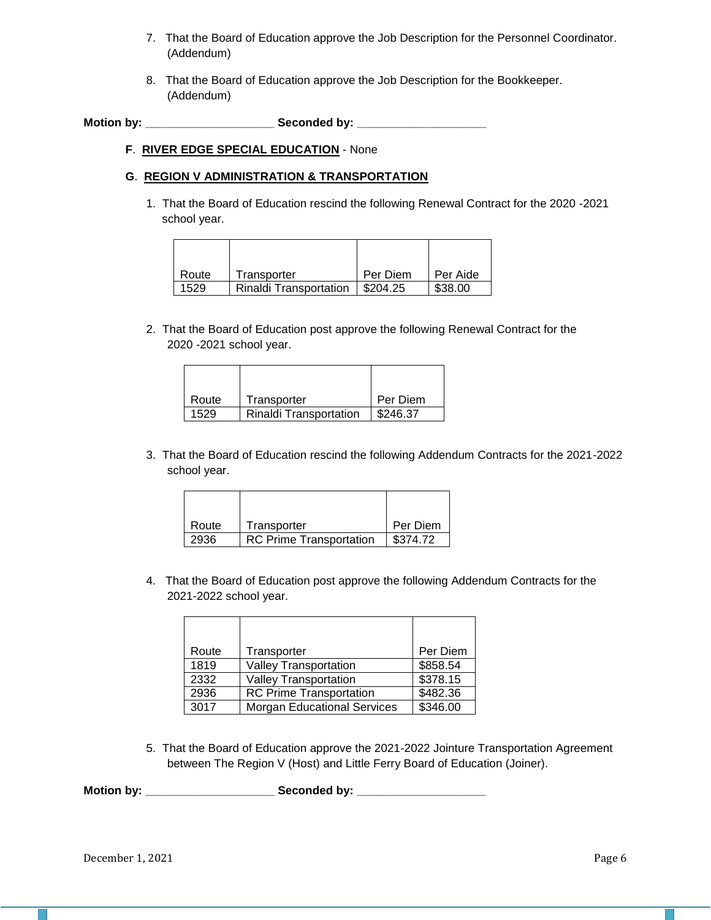7. That the Board of Education approve the Job Description for the Personnel Coordinator. (Addendum)

8. That the Board of Education approve the Job Description for the Bookkeeper. (Addendum)

**Motion by: ____________________ Seconded by: ____________________**

**F**. **RIVER EDGE SPECIAL EDUCATION** - None

**G**. **REGION V ADMINISTRATION & TRANSPORTATION**

1. That the Board of Education rescind the following Renewal Contract for the 2020 -2021 school year.

| Route | Transporter | Per Diem | Per Aide |
|---|---|---|---|
| 1529 | Rinaldi Transportation | $204.25 | $38.00 |

2. That the Board of Education post approve the following Renewal Contract for the 2020 -2021 school year.

| Route | Transporter | Per Diem |
|---|---|---|
| 1529 | Rinaldi Transportation | $246.37 |

3. That the Board of Education rescind the following Addendum Contracts for the 2021-2022 school year.

| Route | Transporter | Per Diem |
|---|---|---|
| 2936 | RC Prime Transportation | $374.72 |

4. That the Board of Education post approve the following Addendum Contracts for the 2021-2022 school year.

| Route | Transporter | Per Diem |
|---|---|---|
| 1819 | Valley Transportation | $858.54 |
| 2332 | Valley Transportation | $378.15 |
| 2936 | RC Prime Transportation | $482.36 |
| 3017 | Morgan Educational Services | $346.00 |

5. That the Board of Education approve the 2021-2022 Jointure Transportation Agreement between The Region V (Host) and Little Ferry Board of Education (Joiner).

**Motion by: ____________________ Seconded by: ____________________**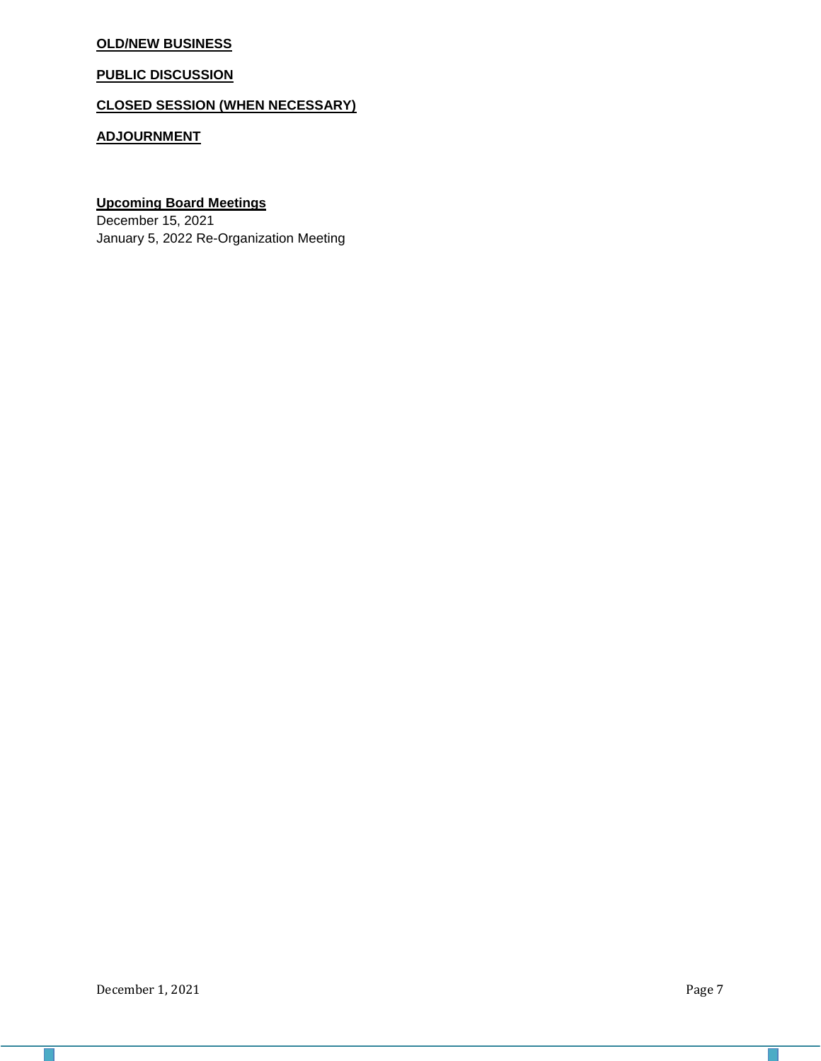**OLD/NEW BUSINESS**

**PUBLIC DISCUSSION**

**CLOSED SESSION (WHEN NECESSARY)**

**ADJOURNMENT**

**Upcoming Board Meetings**
December 15, 2021
January 5, 2022 Re-Organization Meeting